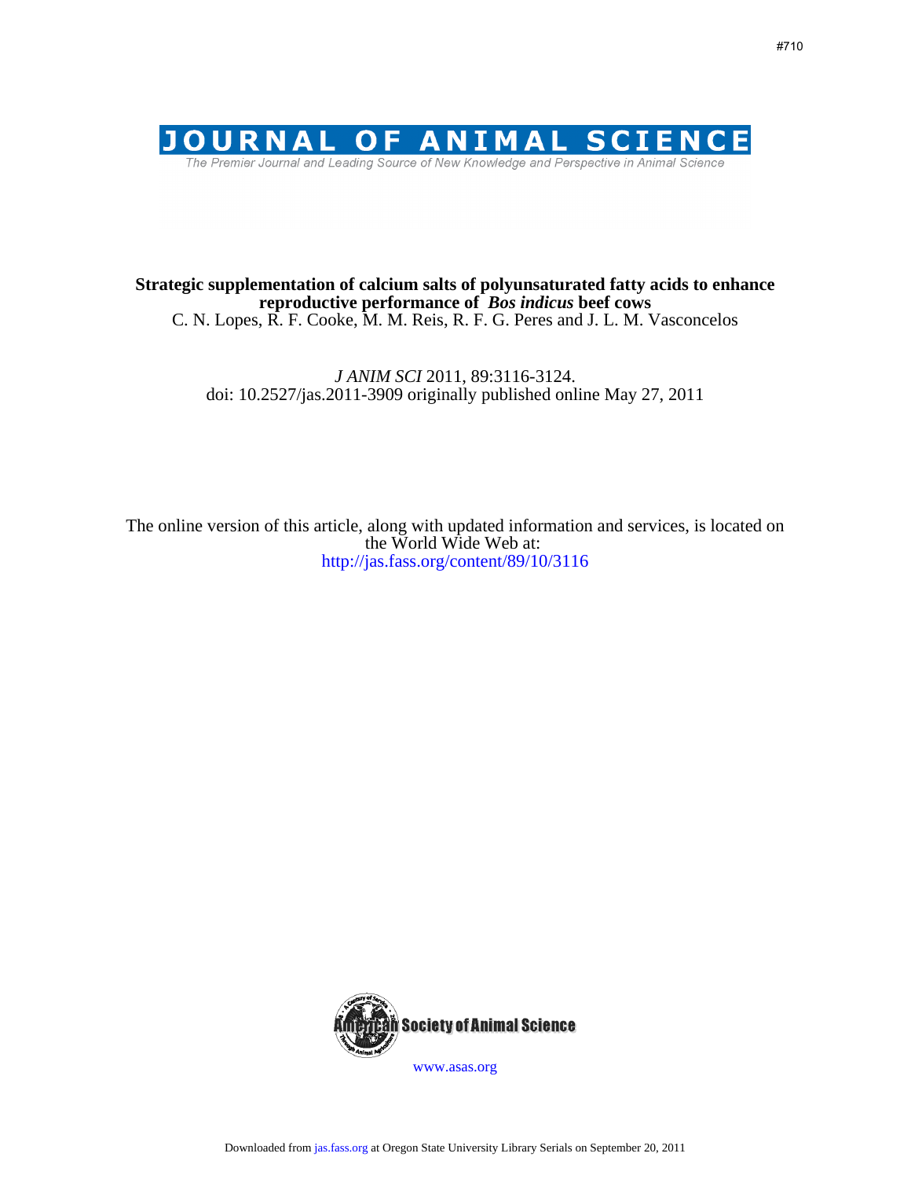#710

# JOURNAL OF ANIMAL SCIENCE

The Premier Journal and Leading Source of New Knowledge and Perspective in Animal Science

**Strategic supplementation of calcium salts of polyunsaturated fatty acids to enhance reproductive performance of *Bos indicus* beef cows**

C. N. Lopes, R. F. Cooke, M. M. Reis, R. F. G. Peres and J. L. M. Vasconcelos

*J ANIM SCI* 2011, 89:3116-3124.
doi: 10.2527/jas.2011-3909 originally published online May 27, 2011

The online version of this article, along with updated information and services, is located on the World Wide Web at:
http://jas.fass.org/content/89/10/3116

American Society of Animal Science

www.asas.org

Downloaded from jas.fass.org at Oregon State University Library Serials on September 20, 2011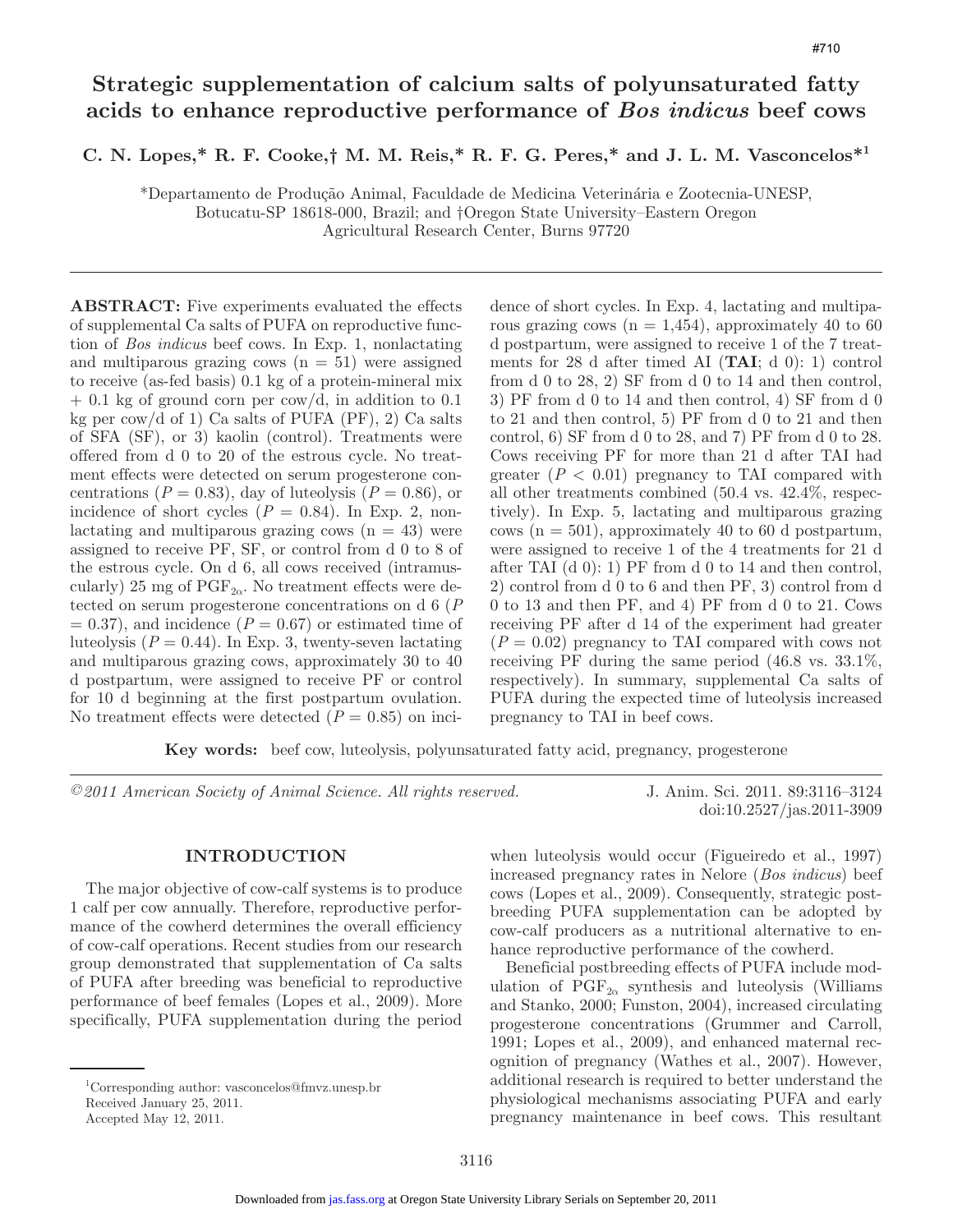#710

# Strategic supplementation of calcium salts of polyunsaturated fatty acids to enhance reproductive performance of *Bos indicus* beef cows

**C. N. Lopes,\* R. F. Cooke,† M. M. Reis,\* R. F. G. Peres,\* and J. L. M. Vasconcelos\*[1]**

\*Departamento de Produção Animal, Faculdade de Medicina Veterinária e Zootecnia-UNESP, Botucatu-SP 18618-000, Brazil; and †Oregon State University–Eastern Oregon Agricultural Research Center, Burns 97720

**ABSTRACT:** Five experiments evaluated the effects of supplemental Ca salts of PUFA on reproductive function of *Bos indicus* beef cows. In Exp. 1, nonlactating and multiparous grazing cows (n = 51) were assigned to receive (as-fed basis) 0.1 kg of a protein-mineral mix + 0.1 kg of ground corn per cow/d, in addition to 0.1 kg per cow/d of 1) Ca salts of PUFA (PF), 2) Ca salts of SFA (SF), or 3) kaolin (control). Treatments were offered from d 0 to 20 of the estrous cycle. No treatment effects were detected on serum progesterone concentrations ($P = 0.83$), day of luteolysis ($P = 0.86$), or incidence of short cycles ($P = 0.84$). In Exp. 2, nonlactating and multiparous grazing cows (n = 43) were assigned to receive PF, SF, or control from d 0 to 8 of the estrous cycle. On d 6, all cows received (intramuscularly) 25 mg of $PGF_{2\alpha}$. No treatment effects were detected on serum progesterone concentrations on d 6 ($P = 0.37$), and incidence ($P = 0.67$) or estimated time of luteolysis ($P = 0.44$). In Exp. 3, twenty-seven lactating and multiparous grazing cows, approximately 30 to 40 d postpartum, were assigned to receive PF or control for 10 d beginning at the first postpartum ovulation. No treatment effects were detected ($P = 0.85$) on incidence of short cycles. In Exp. 4, lactating and multiparous grazing cows (n = 1,454), approximately 40 to 60 d postpartum, were assigned to receive 1 of the 7 treatments for 28 d after timed AI (**TAI**; d 0): 1) control from d 0 to 28, 2) SF from d 0 to 14 and then control, 3) PF from d 0 to 14 and then control, 4) SF from d 0 to 21 and then control, 5) PF from d 0 to 21 and then control, 6) SF from d 0 to 28, and 7) PF from d 0 to 28. Cows receiving PF for more than 21 d after TAI had greater ($P < 0.01$) pregnancy to TAI compared with all other treatments combined (50.4 vs. 42.4%, respectively). In Exp. 5, lactating and multiparous grazing cows (n = 501), approximately 40 to 60 d postpartum, were assigned to receive 1 of the 4 treatments for 21 d after TAI (d 0): 1) PF from d 0 to 14 and then control, 2) control from d 0 to 6 and then PF, 3) control from d 0 to 13 and then PF, and 4) PF from d 0 to 21. Cows receiving PF after d 14 of the experiment had greater ($P = 0.02$) pregnancy to TAI compared with cows not receiving PF during the same period (46.8 vs. 33.1%, respectively). In summary, supplemental Ca salts of PUFA during the expected time of luteolysis increased pregnancy to TAI in beef cows.

**Key words:** beef cow, luteolysis, polyunsaturated fatty acid, pregnancy, progesterone

*©2011 American Society of Animal Science. All rights reserved.* J. Anim. Sci. 2011. 89:3116–3124 doi:10.2527/jas.2011-3909

## INTRODUCTION

The major objective of cow-calf systems is to produce 1 calf per cow annually. Therefore, reproductive performance of the cowherd determines the overall efficiency of cow-calf operations. Recent studies from our research group demonstrated that supplementation of Ca salts of PUFA after breeding was beneficial to reproductive performance of beef females (Lopes et al., 2009). More specifically, PUFA supplementation during the period when luteolysis would occur (Figueiredo et al., 1997) increased pregnancy rates in Nelore (*Bos indicus*) beef cows (Lopes et al., 2009). Consequently, strategic postbreeding PUFA supplementation can be adopted by cow-calf producers as a nutritional alternative to enhance reproductive performance of the cowherd.

Beneficial postbreeding effects of PUFA include modulation of $PGF_{2\alpha}$ synthesis and luteolysis (Williams and Stanko, 2000; Funston, 2004), increased circulating progesterone concentrations (Grummer and Carroll, 1991; Lopes et al., 2009), and enhanced maternal recognition of pregnancy (Wathes et al., 2007). However, additional research is required to better understand the physiological mechanisms associating PUFA and early pregnancy maintenance in beef cows. This resultant

[1]Corresponding author: vasconcelos@fmvz.unesp.br
Received January 25, 2011.
Accepted May 12, 2011.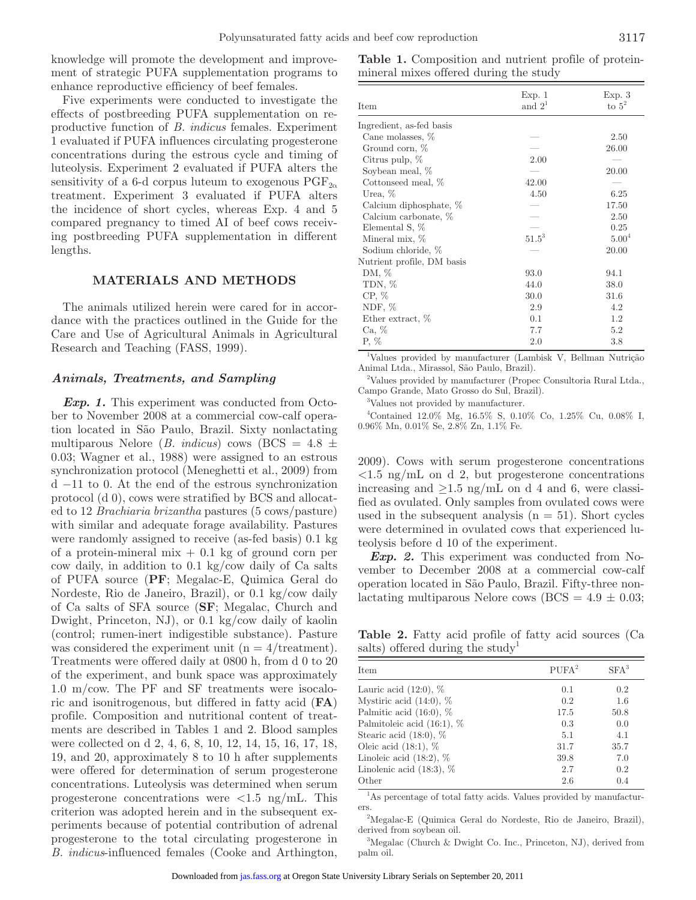knowledge will promote the development and improvement of strategic PUFA supplementation programs to enhance reproductive efficiency of beef females.

Five experiments were conducted to investigate the effects of postbreeding PUFA supplementation on reproductive function of *B. indicus* females. Experiment 1 evaluated if PUFA influences circulating progesterone concentrations during the estrous cycle and timing of luteolysis. Experiment 2 evaluated if PUFA alters the sensitivity of a 6-d corpus luteum to exogenous $PGF_{2\alpha}$ treatment. Experiment 3 evaluated if PUFA alters the incidence of short cycles, whereas Exp. 4 and 5 compared pregnancy to timed AI of beef cows receiving postbreeding PUFA supplementation in different lengths.

## MATERIALS AND METHODS

The animals utilized herein were cared for in accordance with the practices outlined in the Guide for the Care and Use of Agricultural Animals in Agricultural Research and Teaching (FASS, 1999).

### Animals, Treatments, and Sampling

***Exp. 1.*** This experiment was conducted from October to November 2008 at a commercial cow-calf operation located in São Paulo, Brazil. Sixty nonlactating multiparous Nelore (*B. indicus*) cows (BCS = 4.8 ± 0.03; Wagner et al., 1988) were assigned to an estrous synchronization protocol (Meneghetti et al., 2009) from d −11 to 0. At the end of the estrous synchronization protocol (d 0), cows were stratified by BCS and allocated to 12 *Brachiaria brizantha* pastures (5 cows/pasture) with similar and adequate forage availability. Pastures were randomly assigned to receive (as-fed basis) 0.1 kg of a protein-mineral mix + 0.1 kg of ground corn per cow daily, in addition to 0.1 kg/cow daily of Ca salts of PUFA source (**PF**; Megalac-E, Quimica Geral do Nordeste, Rio de Janeiro, Brazil), or 0.1 kg/cow daily of Ca salts of SFA source (**SF**; Megalac, Church and Dwight, Princeton, NJ), or 0.1 kg/cow daily of kaolin (control; rumen-inert indigestible substance). Pasture was considered the experiment unit (n = 4/treatment). Treatments were offered daily at 0800 h, from d 0 to 20 of the experiment, and bunk space was approximately 1.0 m/cow. The PF and SF treatments were isocaloric and isonitrogenous, but differed in fatty acid (**FA**) profile. Composition and nutritional content of treatments are described in Tables 1 and 2. Blood samples were collected on d 2, 4, 6, 8, 10, 12, 14, 15, 16, 17, 18, 19, and 20, approximately 8 to 10 h after supplements were offered for determination of serum progesterone concentrations. Luteolysis was determined when serum progesterone concentrations were <1.5 ng/mL. This criterion was adopted herein and in the subsequent experiments because of potential contribution of adrenal progesterone to the total circulating progesterone in *B. indicus*-influenced females (Cooke and Arthington, 2009). Cows with serum progesterone concentrations <1.5 ng/mL on d 2, but progesterone concentrations increasing and ≥1.5 ng/mL on d 4 and 6, were classified as ovulated. Only samples from ovulated cows were used in the subsequent analysis (n = 51). Short cycles were determined in ovulated cows that experienced luteolysis before d 10 of the experiment.

***Exp. 2.*** This experiment was conducted from November to December 2008 at a commercial cow-calf operation located in São Paulo, Brazil. Fifty-three nonlactating multiparous Nelore cows (BCS = 4.9 ± 0.03;

**Table 1.** Composition and nutrient profile of protein-mineral mixes offered during the study

| Item | Exp. 1 and 2[1] | Exp. 3 to 5[2] |
|---|---|---|
| Ingredient, as-fed basis | | |
| Cane molasses, % | — | 2.50 |
| Ground corn, % | — | 26.00 |
| Citrus pulp, % | 2.00 | — |
| Soybean meal, % | — | 20.00 |
| Cottonseed meal, % | 42.00 | — |
| Urea, % | 4.50 | 6.25 |
| Calcium diphosphate, % | — | 17.50 |
| Calcium carbonate, % | — | 2.50 |
| Elemental S, % | — | 0.25 |
| Mineral mix, % | 51.5[3] | 5.00[4] |
| Sodium chloride, % | — | 20.00 |
| Nutrient profile, DM basis | | |
| DM, % | 93.0 | 94.1 |
| TDN, % | 44.0 | 38.0 |
| CP, % | 30.0 | 31.6 |
| NDF, % | 2.9 | 4.2 |
| Ether extract, % | 0.1 | 1.2 |
| Ca, % | 7.7 | 5.2 |
| P, % | 2.0 | 3.8 |

[1]Values provided by manufacturer (Lambisk V, Bellman Nutrição Animal Ltda., Mirassol, São Paulo, Brazil).

[2]Values provided by manufacturer (Propec Consultoria Rural Ltda., Campo Grande, Mato Grosso do Sul, Brazil).

[3]Values not provided by manufacturer.

[4]Contained 12.0% Mg, 16.5% S, 0.10% Co, 1.25% Cu, 0.08% I, 0.96% Mn, 0.01% Se, 2.8% Zn, 1.1% Fe.

**Table 2.** Fatty acid profile of fatty acid sources (Ca salts) offered during the study[1]

| Item | PUFA[2] | SFA[3] |
|---|---|---|
| Lauric acid (12:0), % | 0.1 | 0.2 |
| Mystiric acid (14:0), % | 0.2 | 1.6 |
| Palmitic acid (16:0), % | 17.5 | 50.8 |
| Palmitoleic acid (16:1), % | 0.3 | 0.0 |
| Stearic acid (18:0), % | 5.1 | 4.1 |
| Oleic acid (18:1), % | 31.7 | 35.7 |
| Linoleic acid (18:2), % | 39.8 | 7.0 |
| Linolenic acid (18:3), % | 2.7 | 0.2 |
| Other | 2.6 | 0.4 |

[1]As percentage of total fatty acids. Values provided by manufacturers.

[2]Megalac-E (Quimica Geral do Nordeste, Rio de Janeiro, Brazil), derived from soybean oil.

[3]Megalac (Church & Dwight Co. Inc., Princeton, NJ), derived from palm oil.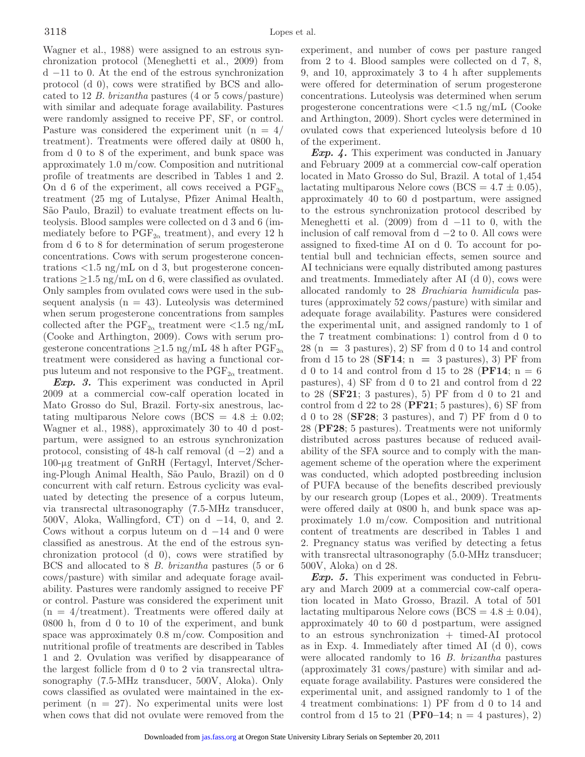Wagner et al., 1988) were assigned to an estrous synchronization protocol (Meneghetti et al., 2009) from d −11 to 0. At the end of the estrous synchronization protocol (d 0), cows were stratified by BCS and allocated to 12 *B. brizantha* pastures (4 or 5 cows/pasture) with similar and adequate forage availability. Pastures were randomly assigned to receive PF, SF, or control. Pasture was considered the experiment unit (n = 4/treatment). Treatments were offered daily at 0800 h, from d 0 to 8 of the experiment, and bunk space was approximately 1.0 m/cow. Composition and nutritional profile of treatments are described in Tables 1 and 2. On d 6 of the experiment, all cows received a $PGF_{2\alpha}$ treatment (25 mg of Lutalyse, Pfizer Animal Health, São Paulo, Brazil) to evaluate treatment effects on luteolysis. Blood samples were collected on d 3 and 6 (immediately before to $PGF_{2\alpha}$ treatment), and every 12 h from d 6 to 8 for determination of serum progesterone concentrations. Cows with serum progesterone concentrations <1.5 ng/mL on d 3, but progesterone concentrations ≥1.5 ng/mL on d 6, were classified as ovulated. Only samples from ovulated cows were used in the subsequent analysis (n = 43). Luteolysis was determined when serum progesterone concentrations from samples collected after the $PGF_{2\alpha}$ treatment were <1.5 ng/mL (Cooke and Arthington, 2009). Cows with serum progesterone concentrations ≥1.5 ng/mL 48 h after $PGF_{2\alpha}$ treatment were considered as having a functional corpus luteum and not responsive to the $PGF_{2\alpha}$ treatment.

***Exp. 3.*** This experiment was conducted in April 2009 at a commercial cow-calf operation located in Mato Grosso do Sul, Brazil. Forty-six anestrous, lactating multiparous Nelore cows (BCS = 4.8 ± 0.02; Wagner et al., 1988), approximately 30 to 40 d postpartum, were assigned to an estrous synchronization protocol, consisting of 48-h calf removal (d −2) and a 100-μg treatment of GnRH (Fertagyl, Intervet/Schering-Plough Animal Health, São Paulo, Brazil) on d 0 concurrent with calf return. Estrous cyclicity was evaluated by detecting the presence of a corpus luteum, via transrectal ultrasonography (7.5-MHz transducer, 500V, Aloka, Wallingford, CT) on d −14, 0, and 2. Cows without a corpus luteum on d −14 and 0 were classified as anestrous. At the end of the estrous synchronization protocol (d 0), cows were stratified by BCS and allocated to 8 *B. brizantha* pastures (5 or 6 cows/pasture) with similar and adequate forage availability. Pastures were randomly assigned to receive PF or control. Pasture was considered the experiment unit (n = 4/treatment). Treatments were offered daily at 0800 h, from d 0 to 10 of the experiment, and bunk space was approximately 0.8 m/cow. Composition and nutritional profile of treatments are described in Tables 1 and 2. Ovulation was verified by disappearance of the largest follicle from d 0 to 2 via transrectal ultrasonography (7.5-MHz transducer, 500V, Aloka). Only cows classified as ovulated were maintained in the experiment (n = 27). No experimental units were lost when cows that did not ovulate were removed from the experiment, and number of cows per pasture ranged from 2 to 4. Blood samples were collected on d 7, 8, 9, and 10, approximately 3 to 4 h after supplements were offered for determination of serum progesterone concentrations. Luteolysis was determined when serum progesterone concentrations were <1.5 ng/mL (Cooke and Arthington, 2009). Short cycles were determined in ovulated cows that experienced luteolysis before d 10 of the experiment.

***Exp. 4.*** This experiment was conducted in January and February 2009 at a commercial cow-calf operation located in Mato Grosso do Sul, Brazil. A total of 1,454 lactating multiparous Nelore cows (BCS = 4.7 ± 0.05), approximately 40 to 60 d postpartum, were assigned to the estrous synchronization protocol described by Meneghetti et al. (2009) from d −11 to 0, with the inclusion of calf removal from d −2 to 0. All cows were assigned to fixed-time AI on d 0. To account for potential bull and technician effects, semen source and AI technicians were equally distributed among pastures and treatments. Immediately after AI (d 0), cows were allocated randomly to 28 *Brachiaria humidicula* pastures (approximately 52 cows/pasture) with similar and adequate forage availability. Pastures were considered the experimental unit, and assigned randomly to 1 of the 7 treatment combinations: 1) control from d 0 to 28 (n = 3 pastures), 2) SF from d 0 to 14 and control from d 15 to 28 (**SF14**; n = 3 pastures), 3) PF from d 0 to 14 and control from d 15 to 28 (**PF14**; n = 6 pastures), 4) SF from d 0 to 21 and control from d 22 to 28 (**SF21**; 3 pastures), 5) PF from d 0 to 21 and control from d 22 to 28 (**PF21**; 5 pastures), 6) SF from d 0 to 28 (**SF28**; 3 pastures), and 7) PF from d 0 to 28 (**PF28**; 5 pastures). Treatments were not uniformly distributed across pastures because of reduced availability of the SFA source and to comply with the management scheme of the operation where the experiment was conducted, which adopted postbreeding inclusion of PUFA because of the benefits described previously by our research group (Lopes et al., 2009). Treatments were offered daily at 0800 h, and bunk space was approximately 1.0 m/cow. Composition and nutritional content of treatments are described in Tables 1 and 2. Pregnancy status was verified by detecting a fetus with transrectal ultrasonography (5.0-MHz transducer; 500V, Aloka) on d 28.

***Exp. 5.*** This experiment was conducted in February and March 2009 at a commercial cow-calf operation located in Mato Grosso, Brazil. A total of 501 lactating multiparous Nelore cows (BCS = 4.8 ± 0.04), approximately 40 to 60 d postpartum, were assigned to an estrous synchronization + timed-AI protocol as in Exp. 4. Immediately after timed AI (d 0), cows were allocated randomly to 16 *B. brizantha* pastures (approximately 31 cows/pasture) with similar and adequate forage availability. Pastures were considered the experimental unit, and assigned randomly to 1 of the 4 treatment combinations: 1) PF from d 0 to 14 and control from d 15 to 21 (**PF0–14**; n = 4 pastures), 2)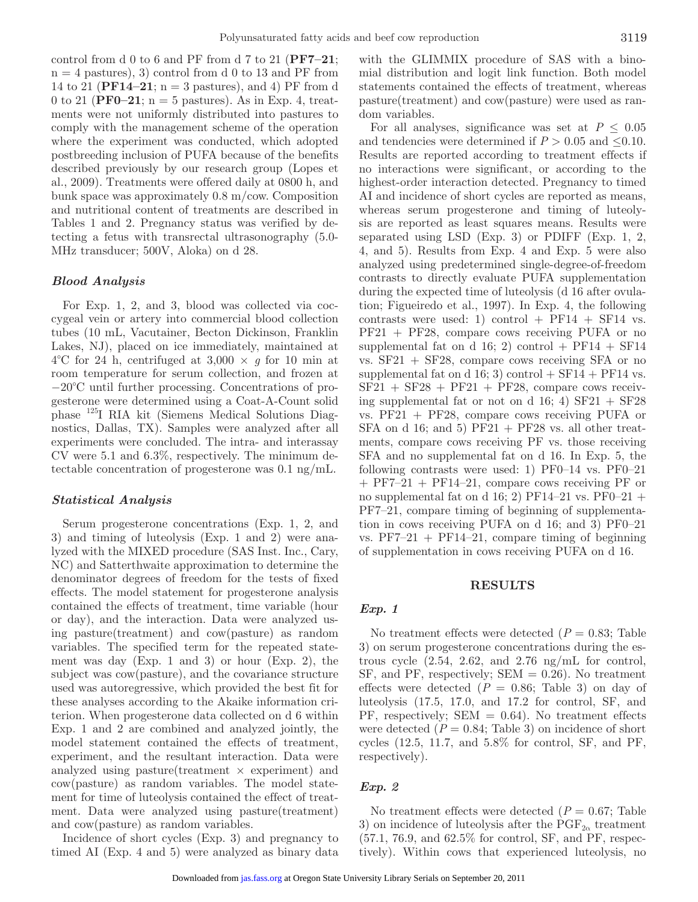control from d 0 to 6 and PF from d 7 to 21 (**PF7–21**; n = 4 pastures), 3) control from d 0 to 13 and PF from 14 to 21 (**PF14–21**; n = 3 pastures), and 4) PF from d 0 to 21 (**PF0–21**; n = 5 pastures). As in Exp. 4, treatments were not uniformly distributed into pastures to comply with the management scheme of the operation where the experiment was conducted, which adopted postbreeding inclusion of PUFA because of the benefits described previously by our research group (Lopes et al., 2009). Treatments were offered daily at 0800 h, and bunk space was approximately 0.8 m/cow. Composition and nutritional content of treatments are described in Tables 1 and 2. Pregnancy status was verified by detecting a fetus with transrectal ultrasonography (5.0-MHz transducer; 500V, Aloka) on d 28.

### *Blood Analysis*

For Exp. 1, 2, and 3, blood was collected via coccygeal vein or artery into commercial blood collection tubes (10 mL, Vacutainer, Becton Dickinson, Franklin Lakes, NJ), placed on ice immediately, maintained at 4°C for 24 h, centrifuged at 3,000 × $g$ for 10 min at room temperature for serum collection, and frozen at −20°C until further processing. Concentrations of progesterone were determined using a Coat-A-Count solid phase $^{125}$I RIA kit (Siemens Medical Solutions Diagnostics, Dallas, TX). Samples were analyzed after all experiments were concluded. The intra- and interassay CV were 5.1 and 6.3%, respectively. The minimum detectable concentration of progesterone was 0.1 ng/mL.

### *Statistical Analysis*

Serum progesterone concentrations (Exp. 1, 2, and 3) and timing of luteolysis (Exp. 1 and 2) were analyzed with the MIXED procedure (SAS Inst. Inc., Cary, NC) and Satterthwaite approximation to determine the denominator degrees of freedom for the tests of fixed effects. The model statement for progesterone analysis contained the effects of treatment, time variable (hour or day), and the interaction. Data were analyzed using pasture(treatment) and cow(pasture) as random variables. The specified term for the repeated statement was day (Exp. 1 and 3) or hour (Exp. 2), the subject was cow(pasture), and the covariance structure used was autoregressive, which provided the best fit for these analyses according to the Akaike information criterion. When progesterone data collected on d 6 within Exp. 1 and 2 are combined and analyzed jointly, the model statement contained the effects of treatment, experiment, and the resultant interaction. Data were analyzed using pasture(treatment × experiment) and cow(pasture) as random variables. The model statement for time of luteolysis contained the effect of treatment. Data were analyzed using pasture(treatment) and cow(pasture) as random variables.

Incidence of short cycles (Exp. 3) and pregnancy to timed AI (Exp. 4 and 5) were analyzed as binary data with the GLIMMIX procedure of SAS with a binomial distribution and logit link function. Both model statements contained the effects of treatment, whereas pasture(treatment) and cow(pasture) were used as random variables.

For all analyses, significance was set at $P \leq 0.05$ and tendencies were determined if $P > 0.05$ and $\leq 0.10$. Results are reported according to treatment effects if no interactions were significant, or according to the highest-order interaction detected. Pregnancy to timed AI and incidence of short cycles are reported as means, whereas serum progesterone and timing of luteolysis are reported as least squares means. Results were separated using LSD (Exp. 3) or PDIFF (Exp. 1, 2, 4, and 5). Results from Exp. 4 and Exp. 5 were also analyzed using predetermined single-degree-of-freedom contrasts to directly evaluate PUFA supplementation during the expected time of luteolysis (d 16 after ovulation; Figueiredo et al., 1997). In Exp. 4, the following contrasts were used: 1) control + PF14 + SF14 vs. PF21 + PF28, compare cows receiving PUFA or no supplemental fat on d 16; 2) control + PF14 + SF14 vs. SF21 + SF28, compare cows receiving SFA or no supplemental fat on d 16; 3) control + SF14 + PF14 vs. SF21 + SF28 + PF21 + PF28, compare cows receiving supplemental fat or not on d 16; 4) SF21 + SF28 vs. PF21 + PF28, compare cows receiving PUFA or SFA on d 16; and 5) PF21 + PF28 vs. all other treatments, compare cows receiving PF vs. those receiving SFA and no supplemental fat on d 16. In Exp. 5, the following contrasts were used: 1) PF0–14 vs. PF0–21 + PF7–21 + PF14–21, compare cows receiving PF or no supplemental fat on d 16; 2) PF14–21 vs. PF0–21 + PF7–21, compare timing of beginning of supplementation in cows receiving PUFA on d 16; and 3) PF0–21 vs. PF7–21 + PF14–21, compare timing of beginning of supplementation in cows receiving PUFA on d 16.

## RESULTS

### *Exp. 1*

No treatment effects were detected ($P = 0.83$; Table 3) on serum progesterone concentrations during the estrous cycle (2.54, 2.62, and 2.76 ng/mL for control, SF, and PF, respectively; SEM = 0.26). No treatment effects were detected ($P = 0.86$; Table 3) on day of luteolysis (17.5, 17.0, and 17.2 for control, SF, and PF, respectively; SEM = 0.64). No treatment effects were detected ($P = 0.84$; Table 3) on incidence of short cycles (12.5, 11.7, and 5.8% for control, SF, and PF, respectively).

### *Exp. 2*

No treatment effects were detected ($P = 0.67$; Table 3) on incidence of luteolysis after the $PGF_{2\alpha}$ treatment (57.1, 76.9, and 62.5% for control, SF, and PF, respectively). Within cows that experienced luteolysis, no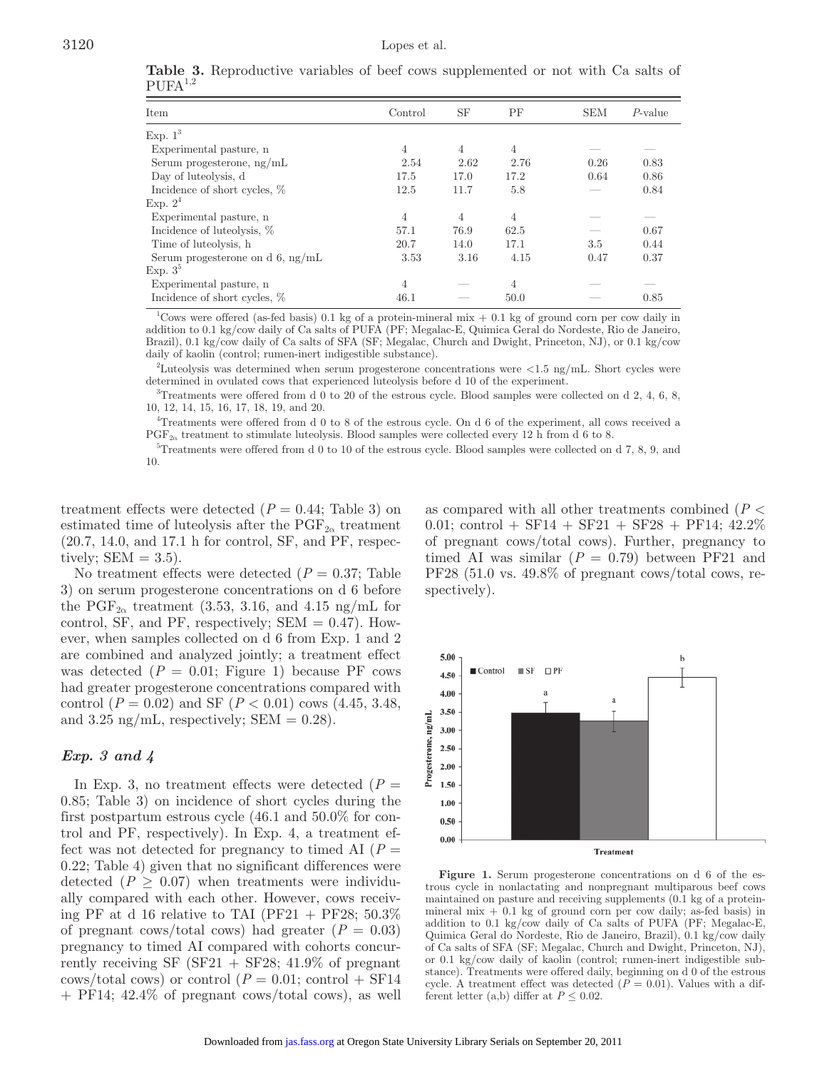**Table 3.** Reproductive variables of beef cows supplemented or not with Ca salts of PUFA[1,2]

| Item | Control | SF | PF | SEM | *P*-value |
|---|---|---|---|---|---|
| Exp. 1[3] | | | | | |
| Experimental pasture, n | 4 | 4 | 4 | — | — |
| Serum progesterone, ng/mL | 2.54 | 2.62 | 2.76 | 0.26 | 0.83 |
| Day of luteolysis, d | 17.5 | 17.0 | 17.2 | 0.64 | 0.86 |
| Incidence of short cycles, % | 12.5 | 11.7 | 5.8 | — | 0.84 |
| Exp. 2[4] | | | | | |
| Experimental pasture, n | 4 | 4 | 4 | — | — |
| Incidence of luteolysis, % | 57.1 | 76.9 | 62.5 | — | 0.67 |
| Time of luteolysis, h | 20.7 | 14.0 | 17.1 | 3.5 | 0.44 |
| Serum progesterone on d 6, ng/mL | 3.53 | 3.16 | 4.15 | 0.47 | 0.37 |
| Exp. 3[5] | | | | | |
| Experimental pasture, n | 4 | — | 4 | — | — |
| Incidence of short cycles, % | 46.1 | — | 50.0 | — | 0.85 |

[1]Cows were offered (as-fed basis) 0.1 kg of a protein-mineral mix + 0.1 kg of ground corn per cow daily in addition to 0.1 kg/cow daily of Ca salts of PUFA (PF; Megalac-E, Quimica Geral do Nordeste, Rio de Janeiro, Brazil), 0.1 kg/cow daily of Ca salts of SFA (SF; Megalac, Church and Dwight, Princeton, NJ), or 0.1 kg/cow daily of kaolin (control; rumen-inert indigestible substance).

[2]Luteolysis was determined when serum progesterone concentrations were <1.5 ng/mL. Short cycles were determined in ovulated cows that experienced luteolysis before d 10 of the experiment.

[3]Treatments were offered from d 0 to 20 of the estrous cycle. Blood samples were collected on d 2, 4, 6, 8, 10, 12, 14, 15, 16, 17, 18, 19, and 20.

[4]Treatments were offered from d 0 to 8 of the estrous cycle. On d 6 of the experiment, all cows received a $PGF_{2\alpha}$ treatment to stimulate luteolysis. Blood samples were collected every 12 h from d 6 to 8.

[5]Treatments were offered from d 0 to 10 of the estrous cycle. Blood samples were collected on d 7, 8, 9, and 10.

treatment effects were detected ($P = 0.44$; Table 3) on estimated time of luteolysis after the $PGF_{2\alpha}$ treatment (20.7, 14.0, and 17.1 h for control, SF, and PF, respectively; SEM = 3.5).

No treatment effects were detected ($P = 0.37$; Table 3) on serum progesterone concentrations on d 6 before the $PGF_{2\alpha}$ treatment (3.53, 3.16, and 4.15 ng/mL for control, SF, and PF, respectively; SEM = 0.47). However, when samples collected on d 6 from Exp. 1 and 2 are combined and analyzed jointly; a treatment effect was detected ($P = 0.01$; Figure 1) because PF cows had greater progesterone concentrations compared with control ($P = 0.02$) and SF ($P < 0.01$) cows (4.45, 3.48, and 3.25 ng/mL, respectively; SEM = 0.28).

### *Exp. 3 and 4*

In Exp. 3, no treatment effects were detected ($P = 0.85$; Table 3) on incidence of short cycles during the first postpartum estrous cycle (46.1 and 50.0% for control and PF, respectively). In Exp. 4, a treatment effect was not detected for pregnancy to timed AI ($P = 0.22$; Table 4) given that no significant differences were detected ($P \geq 0.07$) when treatments were individually compared with each other. However, cows receiving PF at d 16 relative to TAI (PF21 + PF28; 50.3% of pregnant cows/total cows) had greater ($P = 0.03$) pregnancy to timed AI compared with cohorts concurrently receiving SF (SF21 + SF28; 41.9% of pregnant cows/total cows) or control ($P = 0.01$; control + SF14 + PF14; 42.4% of pregnant cows/total cows), as well as compared with all other treatments combined ($P < 0.01$; control + SF14 + SF21 + SF28 + PF14; 42.2% of pregnant cows/total cows). Further, pregnancy to timed AI was similar ($P = 0.79$) between PF21 and PF28 (51.0 vs. 49.8% of pregnant cows/total cows, respectively).

**Figure 1.** Serum progesterone concentrations on d 6 of the estrous cycle in nonlactating and nonpregnant multiparous beef cows maintained on pasture and receiving supplements (0.1 kg of a protein-mineral mix + 0.1 kg of ground corn per cow daily; as-fed basis) in addition to 0.1 kg/cow daily of Ca salts of PUFA (PF; Megalac-E, Quimica Geral do Nordeste, Rio de Janeiro, Brazil), 0.1 kg/cow daily of Ca salts of SFA (SF; Megalac, Church and Dwight, Princeton, NJ), or 0.1 kg/cow daily of kaolin (control; rumen-inert indigestible substance). Treatments were offered daily, beginning on d 0 of the estrous cycle. A treatment effect was detected ($P = 0.01$). Values with a different letter (a,b) differ at $P \leq 0.02$.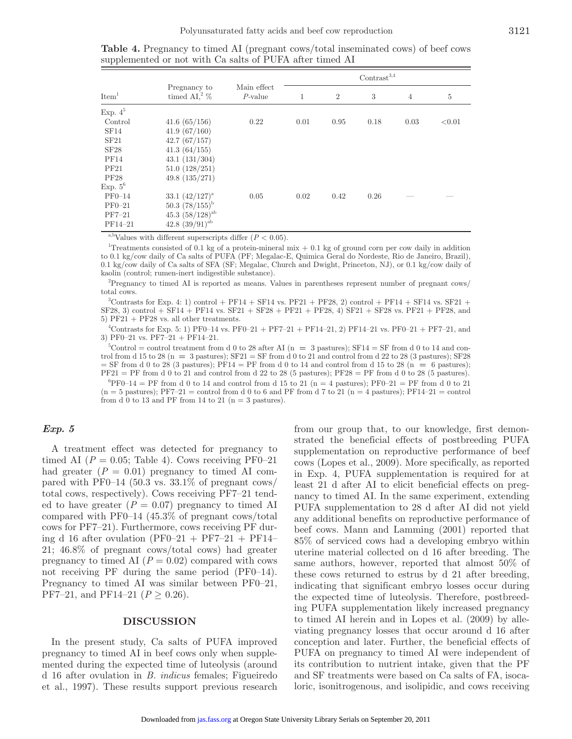**Table 4.** Pregnancy to timed AI (pregnant cows/total inseminated cows) of beef cows supplemented or not with Ca salts of PUFA after timed AI

| Item[1] | Pregnancy to timed AI,[2] % | Main effect *P*-value | Contrast[3,4] | | | | |
|---|---|---|---|---|---|---|---|
| | | | 1 | 2 | 3 | 4 | 5 |
| Exp. 4[5] | | | | | | | |
| Control | 41.6 (65/156) | 0.22 | 0.01 | 0.95 | 0.18 | 0.03 | <0.01 |
| SF14 | 41.9 (67/160) | | | | | | |
| SF21 | 42.7 (67/157) | | | | | | |
| SF28 | 41.3 (64/155) | | | | | | |
| PF14 | 43.1 (131/304) | | | | | | |
| PF21 | 51.0 (128/251) | | | | | | |
| PF28 | 49.8 (135/271) | | | | | | |
| Exp. 5[6] | | | | | | | |
| PF0–14 | 33.1 (42/127)[a] | 0.05 | 0.02 | 0.42 | 0.26 | — | — |
| PF0–21 | 50.3 (78/155)[b] | | | | | | |
| PF7–21 | 45.3 (58/128)[ab] | | | | | | |
| PF14–21 | 42.8 (39/91)[ab] | | | | | | |

[a,b]Values with different superscripts differ ($P < 0.05$).

[1]Treatments consisted of 0.1 kg of a protein-mineral mix + 0.1 kg of ground corn per cow daily in addition to 0.1 kg/cow daily of Ca salts of PUFA (PF; Megalac-E, Quimica Geral do Nordeste, Rio de Janeiro, Brazil), 0.1 kg/cow daily of Ca salts of SFA (SF; Megalac, Church and Dwight, Princeton, NJ), or 0.1 kg/cow daily of kaolin (control; rumen-inert indigestible substance).

[2]Pregnancy to timed AI is reported as means. Values in parentheses represent number of pregnant cows/total cows.

[3]Contrasts for Exp. 4: 1) control + PF14 + SF14 vs. PF21 + PF28, 2) control + PF14 + SF14 vs. SF21 + SF28, 3) control + SF14 + PF14 vs. SF21 + SF28 + PF21 + PF28, 4) SF21 + SF28 vs. PF21 + PF28, and 5) PF21 + PF28 vs. all other treatments.

[4]Contrasts for Exp. 5: 1) PF0–14 vs. PF0–21 + PF7–21 + PF14–21, 2) PF14–21 vs. PF0–21 + PF7–21, and 3) PF0–21 vs. PF7–21 + PF14–21.

[5]Control = control treatment from d 0 to 28 after AI (n = 3 pastures); SF14 = SF from d 0 to 14 and control from d 15 to 28 (n = 3 pastures); SF21 = SF from d 0 to 21 and control from d 22 to 28 (3 pastures); SF28 = SF from d 0 to 28 (3 pastures); PF14 = PF from d 0 to 14 and control from d 15 to 28 (n = 6 pastures); PF21 = PF from d 0 to 21 and control from d 22 to 28 (5 pastures); PF28 = PF from d 0 to 28 (5 pastures).

[6]PF0–14 = PF from d 0 to 14 and control from d 15 to 21 (n = 4 pastures); PF0–21 = PF from d 0 to 21 (n = 5 pastures); PF7–21 = control from d 0 to 6 and PF from d 7 to 21 (n = 4 pastures); PF14–21 = control from d 0 to 13 and PF from 14 to 21 (n = 3 pastures).

### *Exp. 5*

A treatment effect was detected for pregnancy to timed AI ($P = 0.05$; Table 4). Cows receiving PF0–21 had greater ($P = 0.01$) pregnancy to timed AI compared with PF0–14 (50.3 vs. 33.1% of pregnant cows/total cows, respectively). Cows receiving PF7–21 tended to have greater ($P = 0.07$) pregnancy to timed AI compared with PF0–14 (45.3% of pregnant cows/total cows for PF7–21). Furthermore, cows receiving PF during d 16 after ovulation (PF0–21 + PF7–21 + PF14–21; 46.8% of pregnant cows/total cows) had greater pregnancy to timed AI ($P = 0.02$) compared with cows not receiving PF during the same period (PF0–14). Pregnancy to timed AI was similar between PF0–21, PF7–21, and PF14–21 ($P \geq 0.26$).

## DISCUSSION

In the present study, Ca salts of PUFA improved pregnancy to timed AI in beef cows only when supplemented during the expected time of luteolysis (around d 16 after ovulation in *B. indicus* females; Figueiredo et al., 1997). These results support previous research from our group that, to our knowledge, first demonstrated the beneficial effects of postbreeding PUFA supplementation on reproductive performance of beef cows (Lopes et al., 2009). More specifically, as reported in Exp. 4, PUFA supplementation is required for at least 21 d after AI to elicit beneficial effects on pregnancy to timed AI. In the same experiment, extending PUFA supplementation to 28 d after AI did not yield any additional benefits on reproductive performance of beef cows. Mann and Lamming (2001) reported that 85% of serviced cows had a developing embryo within uterine material collected on d 16 after breeding. The same authors, however, reported that almost 50% of these cows returned to estrus by d 21 after breeding, indicating that significant embryo losses occur during the expected time of luteolysis. Therefore, postbreeding PUFA supplementation likely increased pregnancy to timed AI herein and in Lopes et al. (2009) by alleviating pregnancy losses that occur around d 16 after conception and later. Further, the beneficial effects of PUFA on pregnancy to timed AI were independent of its contribution to nutrient intake, given that the PF and SF treatments were based on Ca salts of FA, isocaloric, isonitrogenous, and isolipidic, and cows receiving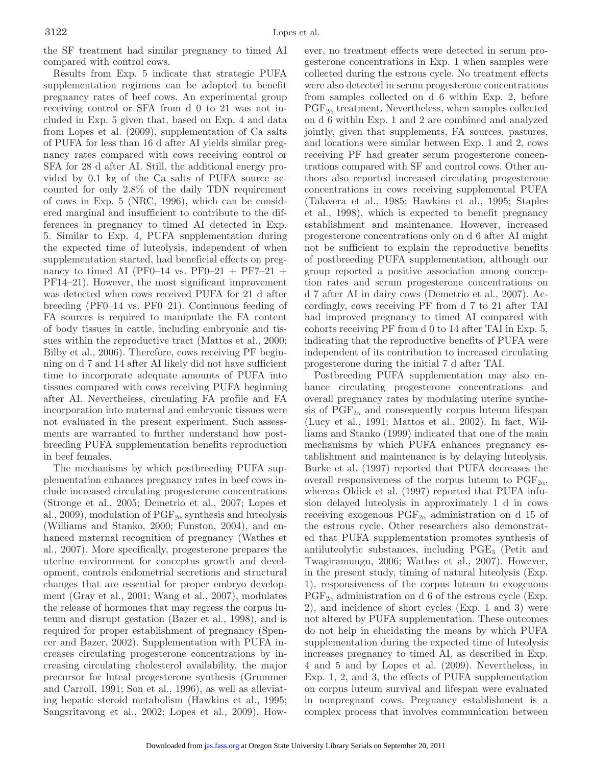the SF treatment had similar pregnancy to timed AI compared with control cows.

Results from Exp. 5 indicate that strategic PUFA supplementation regimens can be adopted to benefit pregnancy rates of beef cows. An experimental group receiving control or SFA from d 0 to 21 was not included in Exp. 5 given that, based on Exp. 4 and data from Lopes et al. (2009), supplementation of Ca salts of PUFA for less than 16 d after AI yields similar pregnancy rates compared with cows receiving control or SFA for 28 d after AI. Still, the additional energy provided by 0.1 kg of the Ca salts of PUFA source accounted for only 2.8% of the daily TDN requirement of cows in Exp. 5 (NRC, 1996), which can be considered marginal and insufficient to contribute to the differences in pregnancy to timed AI detected in Exp. 5. Similar to Exp. 4, PUFA supplementation during the expected time of luteolysis, independent of when supplementation started, had beneficial effects on pregnancy to timed AI (PF0–14 vs. PF0–21 + PF7–21 + PF14–21). However, the most significant improvement was detected when cows received PUFA for 21 d after breeding (PF0–14 vs. PF0–21). Continuous feeding of FA sources is required to manipulate the FA content of body tissues in cattle, including embryonic and tissues within the reproductive tract (Mattos et al., 2000; Bilby et al., 2006). Therefore, cows receiving PF beginning on d 7 and 14 after AI likely did not have sufficient time to incorporate adequate amounts of PUFA into tissues compared with cows receiving PUFA beginning after AI. Nevertheless, circulating FA profile and FA incorporation into maternal and embryonic tissues were not evaluated in the present experiment. Such assessments are warranted to further understand how postbreeding PUFA supplementation benefits reproduction in beef females.

The mechanisms by which postbreeding PUFA supplementation enhances pregnancy rates in beef cows include increased circulating progesterone concentrations (Stronge et al., 2005; Demetrio et al., 2007; Lopes et al., 2009), modulation of $PGF_{2\alpha}$ synthesis and luteolysis (Williams and Stanko, 2000; Funston, 2004), and enhanced maternal recognition of pregnancy (Wathes et al., 2007). More specifically, progesterone prepares the uterine environment for conceptus growth and development, controls endometrial secretions and structural changes that are essential for proper embryo development (Gray et al., 2001; Wang et al., 2007), modulates the release of hormones that may regress the corpus luteum and disrupt gestation (Bazer et al., 1998), and is required for proper establishment of pregnancy (Spencer and Bazer, 2002). Supplementation with PUFA increases circulating progesterone concentrations by increasing circulating cholesterol availability, the major precursor for luteal progesterone synthesis (Grummer and Carroll, 1991; Son et al., 1996), as well as alleviating hepatic steroid metabolism (Hawkins et al., 1995; Sangsritavong et al., 2002; Lopes et al., 2009). However, no treatment effects were detected in serum progesterone concentrations in Exp. 1 when samples were collected during the estrous cycle. No treatment effects were also detected in serum progesterone concentrations from samples collected on d 6 within Exp. 2, before $PGF_{2\alpha}$ treatment. Nevertheless, when samples collected on d 6 within Exp. 1 and 2 are combined and analyzed jointly, given that supplements, FA sources, pastures, and locations were similar between Exp. 1 and 2, cows receiving PF had greater serum progesterone concentrations compared with SF and control cows. Other authors also reported increased circulating progesterone concentrations in cows receiving supplemental PUFA (Talavera et al., 1985; Hawkins et al., 1995; Staples et al., 1998), which is expected to benefit pregnancy establishment and maintenance. However, increased progesterone concentrations only on d 6 after AI might not be sufficient to explain the reproductive benefits of postbreeding PUFA supplementation, although our group reported a positive association among conception rates and serum progesterone concentrations on d 7 after AI in dairy cows (Demetrio et al., 2007). Accordingly, cows receiving PF from d 7 to 21 after TAI had improved pregnancy to timed AI compared with cohorts receiving PF from d 0 to 14 after TAI in Exp. 5, indicating that the reproductive benefits of PUFA were independent of its contribution to increased circulating progesterone during the initial 7 d after TAI.

Postbreeding PUFA supplementation may also enhance circulating progesterone concentrations and overall pregnancy rates by modulating uterine synthesis of $PGF_{2\alpha}$ and consequently corpus luteum lifespan (Lucy et al., 1991; Mattos et al., 2002). In fact, Williams and Stanko (1999) indicated that one of the main mechanisms by which PUFA enhances pregnancy establishment and maintenance is by delaying luteolysis. Burke et al. (1997) reported that PUFA decreases the overall responsiveness of the corpus luteum to $PGF_{2\alpha}$, whereas Oldick et al. (1997) reported that PUFA infusion delayed luteolysis in approximately 1 d in cows receiving exogenous $PGF_{2\alpha}$ administration on d 15 of the estrous cycle. Other researchers also demonstrated that PUFA supplementation promotes synthesis of antiluteolytic substances, including $PGE_3$ (Petit and Twagiramungu, 2006; Wathes et al., 2007). However, in the present study, timing of natural luteolysis (Exp. 1), responsiveness of the corpus luteum to exogenous $PGF_{2\alpha}$ administration on d 6 of the estrous cycle (Exp. 2), and incidence of short cycles (Exp. 1 and 3) were not altered by PUFA supplementation. These outcomes do not help in elucidating the means by which PUFA supplementation during the expected time of luteolysis increases pregnancy to timed AI, as described in Exp. 4 and 5 and by Lopes et al. (2009). Nevertheless, in Exp. 1, 2, and 3, the effects of PUFA supplementation on corpus luteum survival and lifespan were evaluated in nonpregnant cows. Pregnancy establishment is a complex process that involves communication between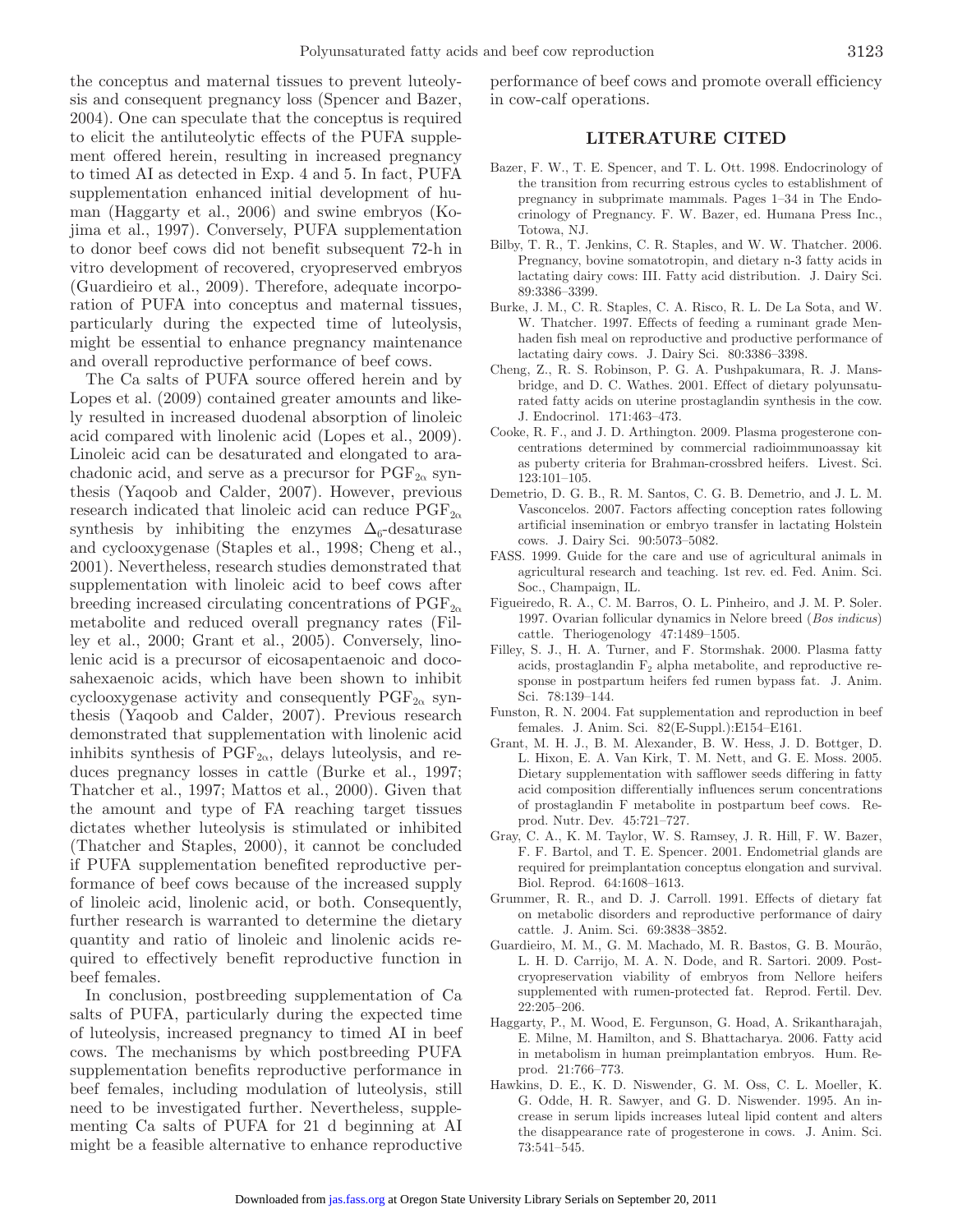the conceptus and maternal tissues to prevent luteolysis and consequent pregnancy loss (Spencer and Bazer, 2004). One can speculate that the conceptus is required to elicit the antiluteolytic effects of the PUFA supplement offered herein, resulting in increased pregnancy to timed AI as detected in Exp. 4 and 5. In fact, PUFA supplementation enhanced initial development of human (Haggarty et al., 2006) and swine embryos (Kojima et al., 1997). Conversely, PUFA supplementation to donor beef cows did not benefit subsequent 72-h in vitro development of recovered, cryopreserved embryos (Guardieiro et al., 2009). Therefore, adequate incorporation of PUFA into conceptus and maternal tissues, particularly during the expected time of luteolysis, might be essential to enhance pregnancy maintenance and overall reproductive performance of beef cows.

The Ca salts of PUFA source offered herein and by Lopes et al. (2009) contained greater amounts and likely resulted in increased duodenal absorption of linoleic acid compared with linolenic acid (Lopes et al., 2009). Linoleic acid can be desaturated and elongated to arachadonic acid, and serve as a precursor for $PGF_{2\alpha}$ synthesis (Yaqoob and Calder, 2007). However, previous research indicated that linoleic acid can reduce $PGF_{2\alpha}$ synthesis by inhibiting the enzymes $\Delta_6$-desaturase and cyclooxygenase (Staples et al., 1998; Cheng et al., 2001). Nevertheless, research studies demonstrated that supplementation with linoleic acid to beef cows after breeding increased circulating concentrations of $PGF_{2\alpha}$ metabolite and reduced overall pregnancy rates (Filley et al., 2000; Grant et al., 2005). Conversely, linolenic acid is a precursor of eicosapentaenoic and docosahexaenoic acids, which have been shown to inhibit cyclooxygenase activity and consequently $PGF_{2\alpha}$ synthesis (Yaqoob and Calder, 2007). Previous research demonstrated that supplementation with linolenic acid inhibits synthesis of $PGF_{2\alpha}$, delays luteolysis, and reduces pregnancy losses in cattle (Burke et al., 1997; Thatcher et al., 1997; Mattos et al., 2000). Given that the amount and type of FA reaching target tissues dictates whether luteolysis is stimulated or inhibited (Thatcher and Staples, 2000), it cannot be concluded if PUFA supplementation benefited reproductive performance of beef cows because of the increased supply of linoleic acid, linolenic acid, or both. Consequently, further research is warranted to determine the dietary quantity and ratio of linoleic and linolenic acids required to effectively benefit reproductive function in beef females.

In conclusion, postbreeding supplementation of Ca salts of PUFA, particularly during the expected time of luteolysis, increased pregnancy to timed AI in beef cows. The mechanisms by which postbreeding PUFA supplementation benefits reproductive performance in beef females, including modulation of luteolysis, still need to be investigated further. Nevertheless, supplementing Ca salts of PUFA for 21 d beginning at AI might be a feasible alternative to enhance reproductive performance of beef cows and promote overall efficiency in cow-calf operations.

## LITERATURE CITED

Bazer, F. W., T. E. Spencer, and T. L. Ott. 1998. Endocrinology of the transition from recurring estrous cycles to establishment of pregnancy in subprimate mammals. Pages 1–34 in The Endocrinology of Pregnancy. F. W. Bazer, ed. Humana Press Inc., Totowa, NJ.

Bilby, T. R., T. Jenkins, C. R. Staples, and W. W. Thatcher. 2006. Pregnancy, bovine somatotropin, and dietary n-3 fatty acids in lactating dairy cows: III. Fatty acid distribution. J. Dairy Sci. 89:3386–3399.

Burke, J. M., C. R. Staples, C. A. Risco, R. L. De La Sota, and W. W. Thatcher. 1997. Effects of feeding a ruminant grade Menhaden fish meal on reproductive and productive performance of lactating dairy cows. J. Dairy Sci. 80:3386–3398.

Cheng, Z., R. S. Robinson, P. G. A. Pushpakumara, R. J. Mansbridge, and D. C. Wathes. 2001. Effect of dietary polyunsaturated fatty acids on uterine prostaglandin synthesis in the cow. J. Endocrinol. 171:463–473.

Cooke, R. F., and J. D. Arthington. 2009. Plasma progesterone concentrations determined by commercial radioimmunoassay kit as puberty criteria for Brahman-crossbred heifers. Livest. Sci. 123:101–105.

Demetrio, D. G. B., R. M. Santos, C. G. B. Demetrio, and J. L. M. Vasconcelos. 2007. Factors affecting conception rates following artificial insemination or embryo transfer in lactating Holstein cows. J. Dairy Sci. 90:5073–5082.

FASS. 1999. Guide for the care and use of agricultural animals in agricultural research and teaching. 1st rev. ed. Fed. Anim. Sci. Soc., Champaign, IL.

Figueiredo, R. A., C. M. Barros, O. L. Pinheiro, and J. M. P. Soler. 1997. Ovarian follicular dynamics in Nelore breed (*Bos indicus*) cattle. Theriogenology 47:1489–1505.

Filley, S. J., H. A. Turner, and F. Stormshak. 2000. Plasma fatty acids, prostaglandin $F_2$ alpha metabolite, and reproductive response in postpartum heifers fed rumen bypass fat. J. Anim. Sci. 78:139–144.

Funston, R. N. 2004. Fat supplementation and reproduction in beef females. J. Anim. Sci. 82(E-Suppl.):E154–E161.

Grant, M. H. J., B. M. Alexander, B. W. Hess, J. D. Bottger, D. L. Hixon, E. A. Van Kirk, T. M. Nett, and G. E. Moss. 2005. Dietary supplementation with safflower seeds differing in fatty acid composition differentially influences serum concentrations of prostaglandin F metabolite in postpartum beef cows. Reprod. Nutr. Dev. 45:721–727.

Gray, C. A., K. M. Taylor, W. S. Ramsey, J. R. Hill, F. W. Bazer, F. F. Bartol, and T. E. Spencer. 2001. Endometrial glands are required for preimplantation conceptus elongation and survival. Biol. Reprod. 64:1608–1613.

Grummer, R. R., and D. J. Carroll. 1991. Effects of dietary fat on metabolic disorders and reproductive performance of dairy cattle. J. Anim. Sci. 69:3838–3852.

Guardieiro, M. M., G. M. Machado, M. R. Bastos, G. B. Mourão, L. H. D. Carrijo, M. A. N. Dode, and R. Sartori. 2009. Post-cryopreservation viability of embryos from Nellore heifers supplemented with rumen-protected fat. Reprod. Fertil. Dev. 22:205–206.

Haggarty, P., M. Wood, E. Fergunson, G. Hoad, A. Srikantharajah, E. Milne, M. Hamilton, and S. Bhattacharya. 2006. Fatty acid in metabolism in human preimplantation embryos. Hum. Reprod. 21:766–773.

Hawkins, D. E., K. D. Niswender, G. M. Oss, C. L. Moeller, K. G. Odde, H. R. Sawyer, and G. D. Niswender. 1995. An increase in serum lipids increases luteal lipid content and alters the disappearance rate of progesterone in cows. J. Anim. Sci. 73:541–545.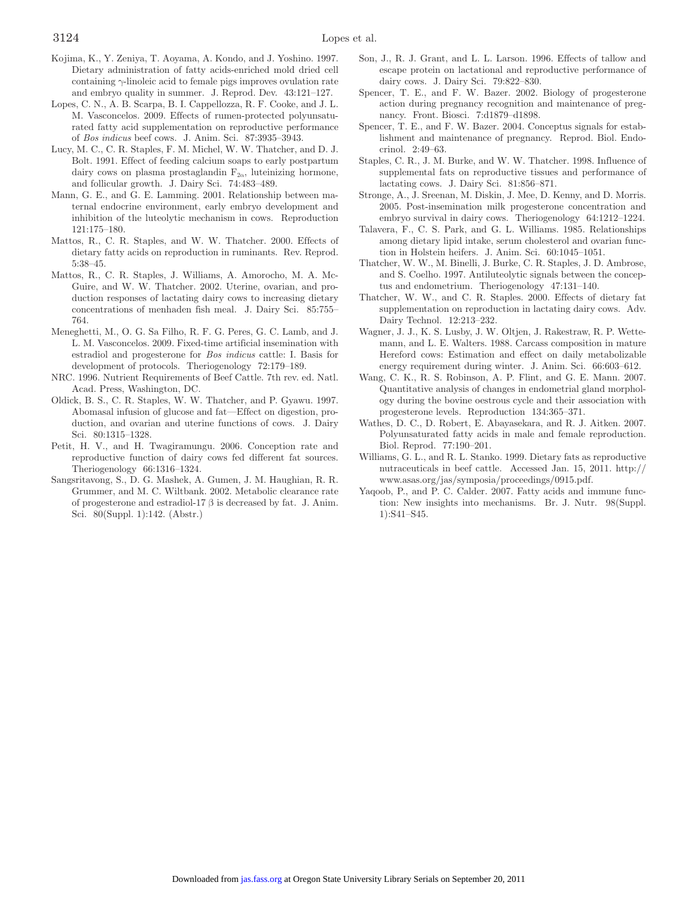Kojima, K., Y. Zeniya, T. Aoyama, A. Kondo, and J. Yoshino. 1997. Dietary administration of fatty acids-enriched mold dried cell containing γ-linoleic acid to female pigs improves ovulation rate and embryo quality in summer. J. Reprod. Dev. 43:121–127.

Lopes, C. N., A. B. Scarpa, B. I. Cappellozza, R. F. Cooke, and J. L. M. Vasconcelos. 2009. Effects of rumen-protected polyunsaturated fatty acid supplementation on reproductive performance of *Bos indicus* beef cows. J. Anim. Sci. 87:3935–3943.

Lucy, M. C., C. R. Staples, F. M. Michel, W. W. Thatcher, and D. J. Bolt. 1991. Effect of feeding calcium soaps to early postpartum dairy cows on plasma prostaglandin $F_{2\alpha}$, luteinizing hormone, and follicular growth. J. Dairy Sci. 74:483–489.

Mann, G. E., and G. E. Lamming. 2001. Relationship between maternal endocrine environment, early embryo development and inhibition of the luteolytic mechanism in cows. Reproduction 121:175–180.

Mattos, R., C. R. Staples, and W. W. Thatcher. 2000. Effects of dietary fatty acids on reproduction in ruminants. Rev. Reprod. 5:38–45.

Mattos, R., C. R. Staples, J. Williams, A. Amorocho, M. A. McGuire, and W. W. Thatcher. 2002. Uterine, ovarian, and production responses of lactating dairy cows to increasing dietary concentrations of menhaden fish meal. J. Dairy Sci. 85:755–764.

Meneghetti, M., O. G. Sa Filho, R. F. G. Peres, G. C. Lamb, and J. L. M. Vasconcelos. 2009. Fixed-time artificial insemination with estradiol and progesterone for *Bos indicus* cattle: I. Basis for development of protocols. Theriogenology 72:179–189.

NRC. 1996. Nutrient Requirements of Beef Cattle. 7th rev. ed. Natl. Acad. Press, Washington, DC.

Oldick, B. S., C. R. Staples, W. W. Thatcher, and P. Gyawu. 1997. Abomasal infusion of glucose and fat—Effect on digestion, production, and ovarian and uterine functions of cows. J. Dairy Sci. 80:1315–1328.

Petit, H. V., and H. Twagiramungu. 2006. Conception rate and reproductive function of dairy cows fed different fat sources. Theriogenology 66:1316–1324.

Sangsritavong, S., D. G. Mashek, A. Gumen, J. M. Haughian, R. R. Grummer, and M. C. Wiltbank. 2002. Metabolic clearance rate of progesterone and estradiol-17 β is decreased by fat. J. Anim. Sci. 80(Suppl. 1):142. (Abstr.)

Son, J., R. J. Grant, and L. L. Larson. 1996. Effects of tallow and escape protein on lactational and reproductive performance of dairy cows. J. Dairy Sci. 79:822–830.

Spencer, T. E., and F. W. Bazer. 2002. Biology of progesterone action during pregnancy recognition and maintenance of pregnancy. Front. Biosci. 7:d1879–d1898.

Spencer, T. E., and F. W. Bazer. 2004. Conceptus signals for establishment and maintenance of pregnancy. Reprod. Biol. Endocrinol. 2:49–63.

Staples, C. R., J. M. Burke, and W. W. Thatcher. 1998. Influence of supplemental fats on reproductive tissues and performance of lactating cows. J. Dairy Sci. 81:856–871.

Stronge, A., J. Sreenan, M. Diskin, J. Mee, D. Kenny, and D. Morris. 2005. Post-insemination milk progesterone concentration and embryo survival in dairy cows. Theriogenology 64:1212–1224.

Talavera, F., C. S. Park, and G. L. Williams. 1985. Relationships among dietary lipid intake, serum cholesterol and ovarian function in Holstein heifers. J. Anim. Sci. 60:1045–1051.

Thatcher, W. W., M. Binelli, J. Burke, C. R. Staples, J. D. Ambrose, and S. Coelho. 1997. Antiluteolytic signals between the conceptus and endometrium. Theriogenology 47:131–140.

Thatcher, W. W., and C. R. Staples. 2000. Effects of dietary fat supplementation on reproduction in lactating dairy cows. Adv. Dairy Technol. 12:213–232.

Wagner, J. J., K. S. Lusby, J. W. Oltjen, J. Rakestraw, R. P. Wettemann, and L. E. Walters. 1988. Carcass composition in mature Hereford cows: Estimation and effect on daily metabolizable energy requirement during winter. J. Anim. Sci. 66:603–612.

Wang, C. K., R. S. Robinson, A. P. Flint, and G. E. Mann. 2007. Quantitative analysis of changes in endometrial gland morphology during the bovine oestrous cycle and their association with progesterone levels. Reproduction 134:365–371.

Wathes, D. C., D. Robert, E. Abayasekara, and R. J. Aitken. 2007. Polyunsaturated fatty acids in male and female reproduction. Biol. Reprod. 77:190–201.

Williams, G. L., and R. L. Stanko. 1999. Dietary fats as reproductive nutraceuticals in beef cattle. Accessed Jan. 15, 2011. http://www.asas.org/jas/symposia/proceedings/0915.pdf.

Yaqoob, P., and P. C. Calder. 2007. Fatty acids and immune function: New insights into mechanisms. Br. J. Nutr. 98(Suppl. 1):S41–S45.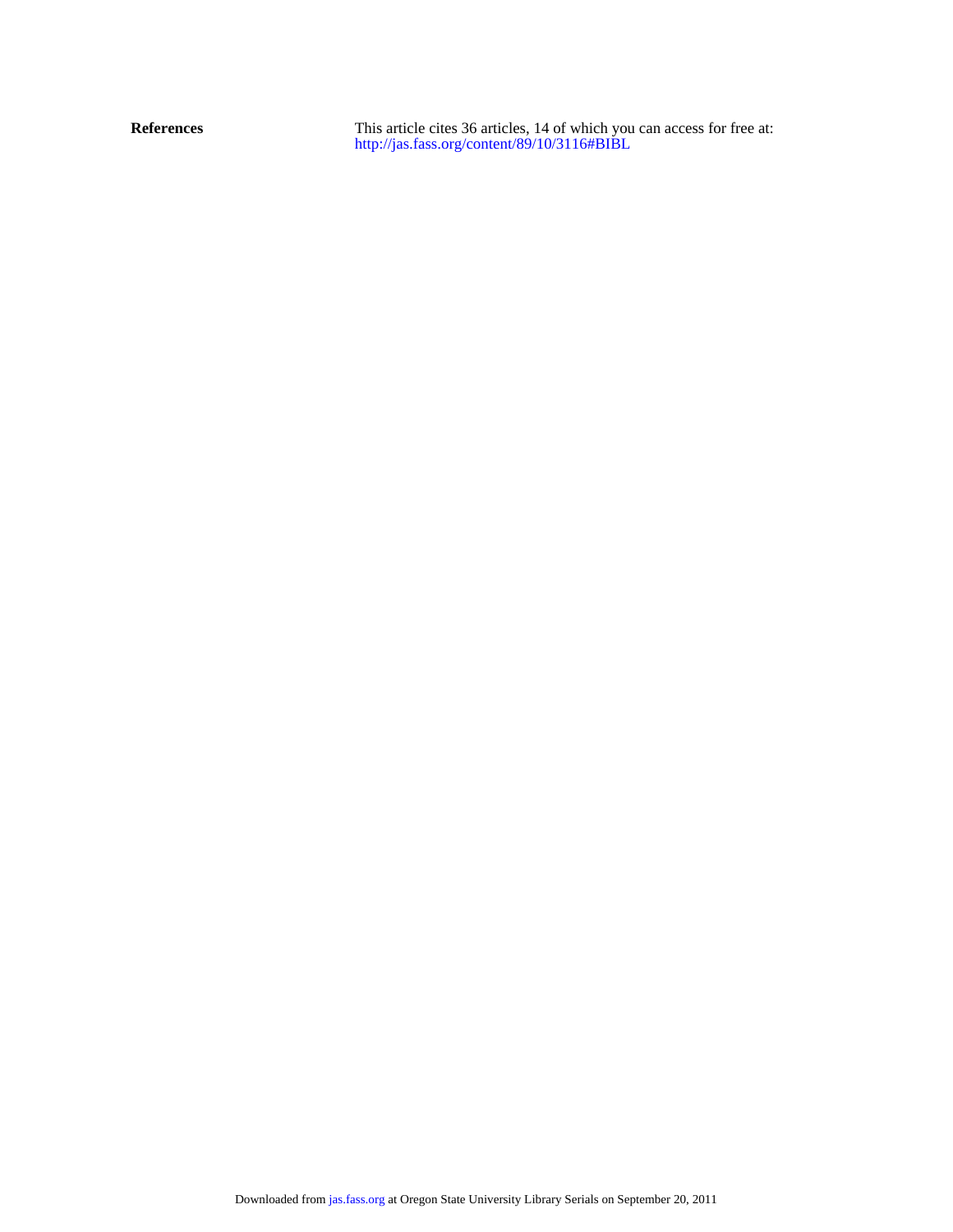**References** This article cites 36 articles, 14 of which you can access for free at: http://jas.fass.org/content/89/10/3116#BIBL